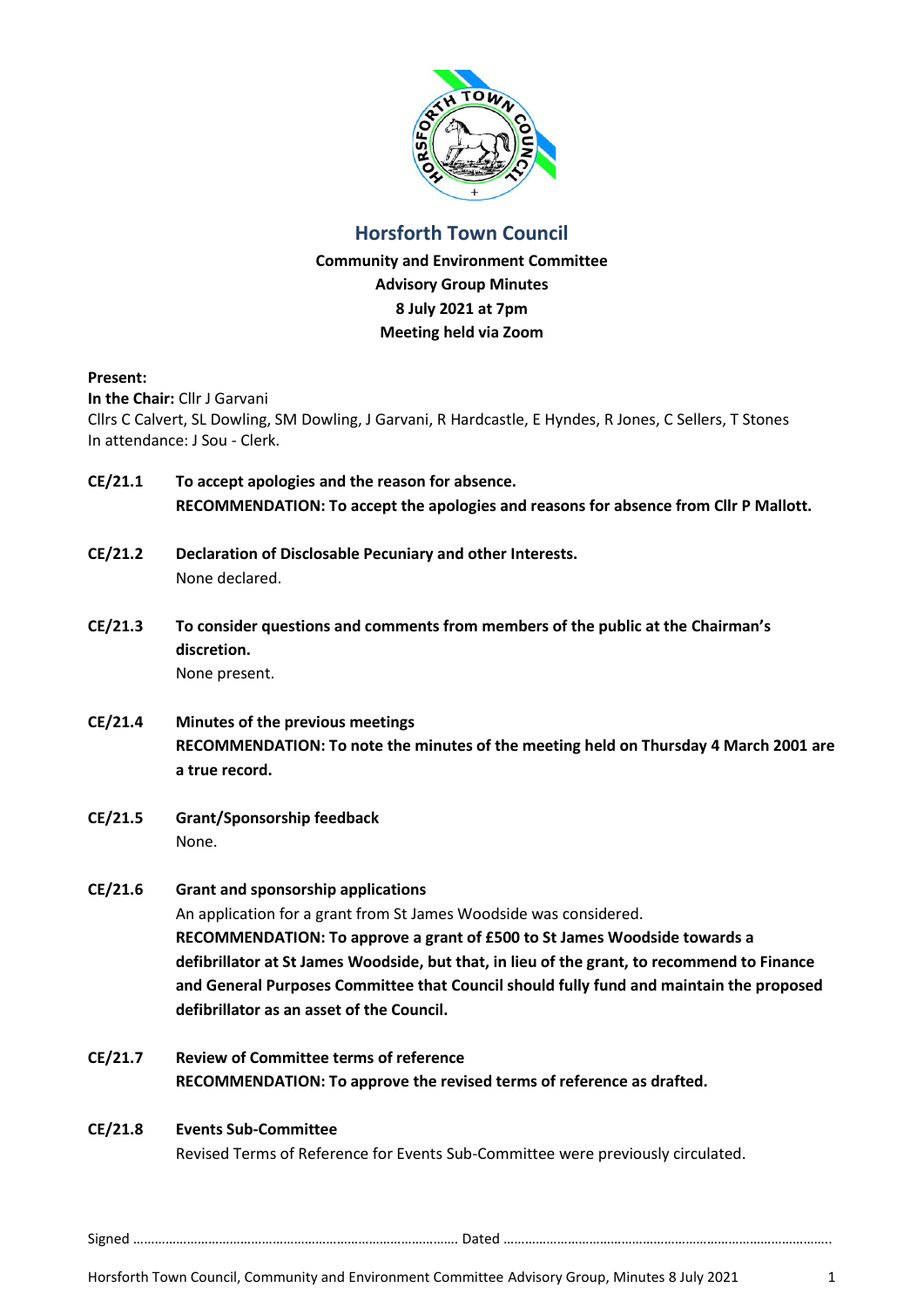# Horsforth Town Council

**Community and Environment Committee**
**Advisory Group Minutes**
**8 July 2021 at 7pm**
**Meeting held via Zoom**

**Present:**
**In the Chair:** Cllr J Garvani
Cllrs C Calvert, SL Dowling, SM Dowling, J Garvani, R Hardcastle, E Hyndes, R Jones, C Sellers, T Stones
In attendance: J Sou - Clerk.

**CE/21.1 To accept apologies and the reason for absence.**
**RECOMMENDATION: To accept the apologies and reasons for absence from Cllr P Mallott.**

**CE/21.2 Declaration of Disclosable Pecuniary and other Interests.**
None declared.

**CE/21.3 To consider questions and comments from members of the public at the Chairman's discretion.**
None present.

**CE/21.4 Minutes of the previous meetings**
**RECOMMENDATION: To note the minutes of the meeting held on Thursday 4 March 2001 are a true record.**

**CE/21.5 Grant/Sponsorship feedback**
None.

**CE/21.6 Grant and sponsorship applications**
An application for a grant from St James Woodside was considered.
**RECOMMENDATION: To approve a grant of £500 to St James Woodside towards a defibrillator at St James Woodside, but that, in lieu of the grant, to recommend to Finance and General Purposes Committee that Council should fully fund and maintain the proposed defibrillator as an asset of the Council.**

**CE/21.7 Review of Committee terms of reference**
**RECOMMENDATION: To approve the revised terms of reference as drafted.**

**CE/21.8 Events Sub-Committee**
Revised Terms of Reference for Events Sub-Committee were previously circulated.

Signed ……………………………………………………………………………… Dated ………………………………………………………………………………..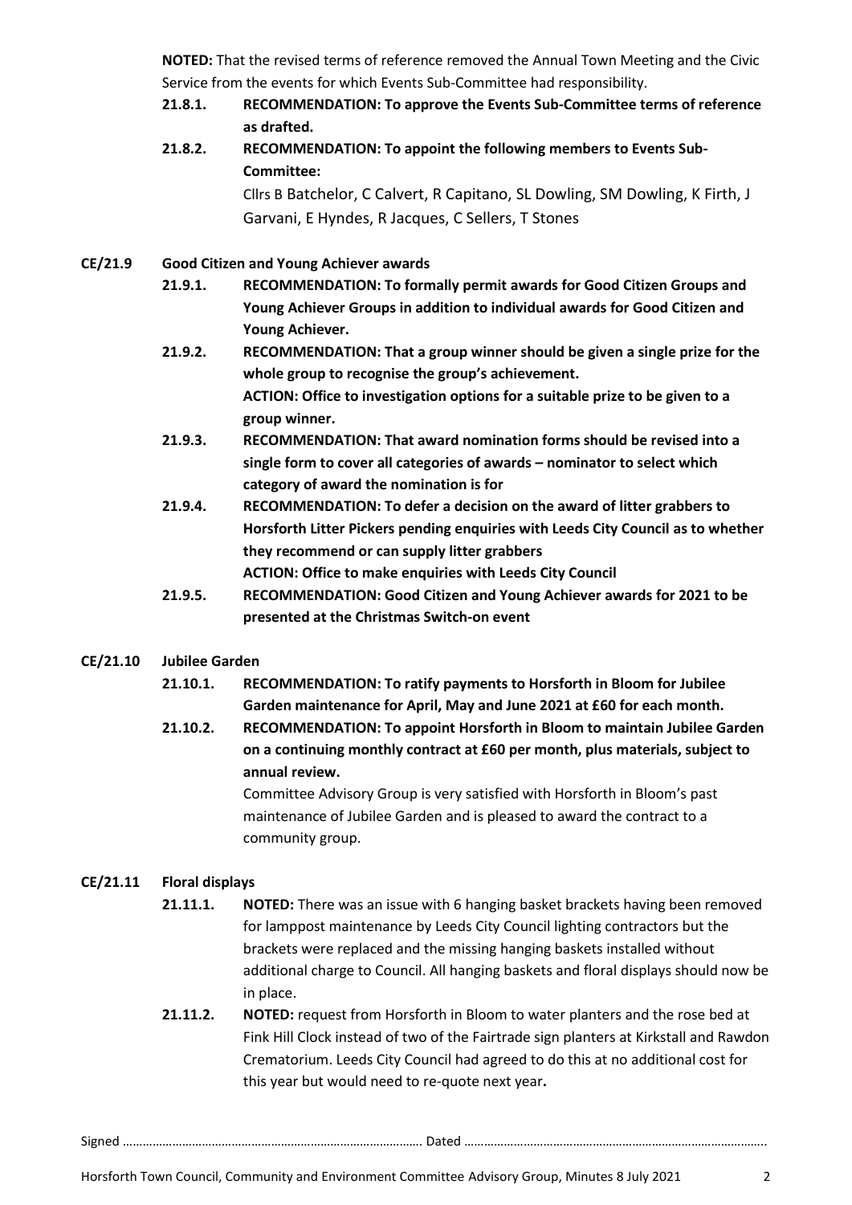**NOTED:** That the revised terms of reference removed the Annual Town Meeting and the Civic Service from the events for which Events Sub-Committee had responsibility.

**21.8.1. RECOMMENDATION: To approve the Events Sub-Committee terms of reference as drafted.**

**21.8.2. RECOMMENDATION: To appoint the following members to Events Sub-Committee:**
Cllrs B Batchelor, C Calvert, R Capitano, SL Dowling, SM Dowling, K Firth, J Garvani, E Hyndes, R Jacques, C Sellers, T Stones

**CE/21.9 Good Citizen and Young Achiever awards**

**21.9.1. RECOMMENDATION: To formally permit awards for Good Citizen Groups and Young Achiever Groups in addition to individual awards for Good Citizen and Young Achiever.**

**21.9.2. RECOMMENDATION: That a group winner should be given a single prize for the whole group to recognise the group's achievement.**
**ACTION: Office to investigation options for a suitable prize to be given to a group winner.**

**21.9.3. RECOMMENDATION: That award nomination forms should be revised into a single form to cover all categories of awards – nominator to select which category of award the nomination is for**

**21.9.4. RECOMMENDATION: To defer a decision on the award of litter grabbers to Horsforth Litter Pickers pending enquiries with Leeds City Council as to whether they recommend or can supply litter grabbers**
**ACTION: Office to make enquiries with Leeds City Council**

**21.9.5. RECOMMENDATION: Good Citizen and Young Achiever awards for 2021 to be presented at the Christmas Switch-on event**

**CE/21.10 Jubilee Garden**

**21.10.1. RECOMMENDATION: To ratify payments to Horsforth in Bloom for Jubilee Garden maintenance for April, May and June 2021 at £60 for each month.**

**21.10.2. RECOMMENDATION: To appoint Horsforth in Bloom to maintain Jubilee Garden on a continuing monthly contract at £60 per month, plus materials, subject to annual review.**
Committee Advisory Group is very satisfied with Horsforth in Bloom's past maintenance of Jubilee Garden and is pleased to award the contract to a community group.

**CE/21.11 Floral displays**

**21.11.1. NOTED:** There was an issue with 6 hanging basket brackets having been removed for lamppost maintenance by Leeds City Council lighting contractors but the brackets were replaced and the missing hanging baskets installed without additional charge to Council. All hanging baskets and floral displays should now be in place.

**21.11.2. NOTED:** request from Horsforth in Bloom to water planters and the rose bed at Fink Hill Clock instead of two of the Fairtrade sign planters at Kirkstall and Rawdon Crematorium. Leeds City Council had agreed to do this at no additional cost for this year but would need to re-quote next year**.**

Signed ………………………………………………………………………………. Dated ………………………………………………………………………………..

Horsforth Town Council, Community and Environment Committee Advisory Group, Minutes 8 July 2021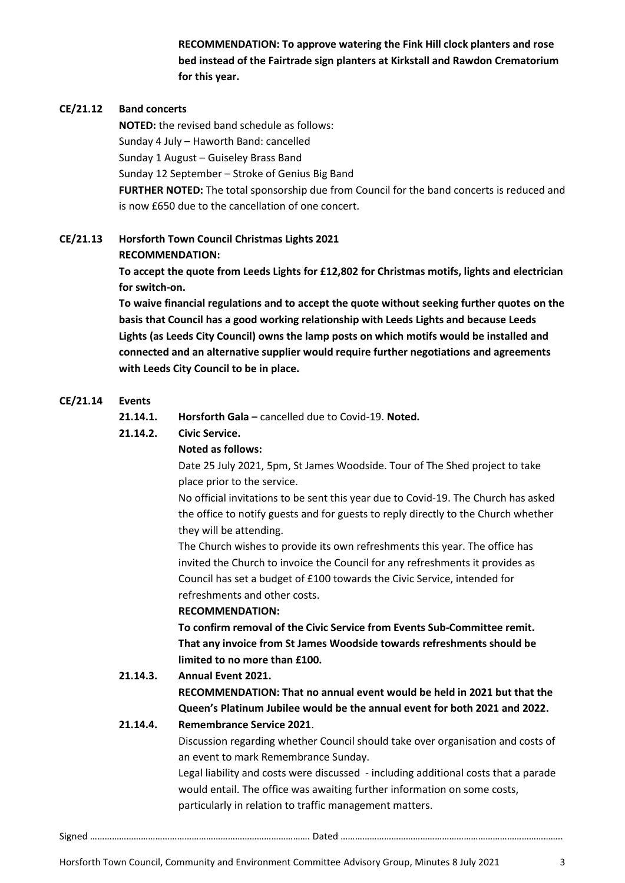**RECOMMENDATION: To approve watering the Fink Hill clock planters and rose bed instead of the Fairtrade sign planters at Kirkstall and Rawdon Crematorium for this year.**

**CE/21.12 Band concerts**

**NOTED:** the revised band schedule as follows:
Sunday 4 July – Haworth Band: cancelled
Sunday 1 August – Guiseley Brass Band
Sunday 12 September – Stroke of Genius Big Band
**FURTHER NOTED:** The total sponsorship due from Council for the band concerts is reduced and is now £650 due to the cancellation of one concert.

**CE/21.13 Horsforth Town Council Christmas Lights 2021**

**RECOMMENDATION:**
**To accept the quote from Leeds Lights for £12,802 for Christmas motifs, lights and electrician for switch-on.**
**To waive financial regulations and to accept the quote without seeking further quotes on the basis that Council has a good working relationship with Leeds Lights and because Leeds Lights (as Leeds City Council) owns the lamp posts on which motifs would be installed and connected and an alternative supplier would require further negotiations and agreements with Leeds City Council to be in place.**

**CE/21.14 Events**

**21.14.1. Horsforth Gala –** cancelled due to Covid-19. **Noted.**

**21.14.2. Civic Service.**

**Noted as follows:**
Date 25 July 2021, 5pm, St James Woodside. Tour of The Shed project to take place prior to the service.
No official invitations to be sent this year due to Covid-19. The Church has asked the office to notify guests and for guests to reply directly to the Church whether they will be attending.
The Church wishes to provide its own refreshments this year. The office has invited the Church to invoice the Council for any refreshments it provides as Council has set a budget of £100 towards the Civic Service, intended for refreshments and other costs.
**RECOMMENDATION:**
**To confirm removal of the Civic Service from Events Sub-Committee remit.**
**That any invoice from St James Woodside towards refreshments should be limited to no more than £100.**

**21.14.3. Annual Event 2021.**

**RECOMMENDATION: That no annual event would be held in 2021 but that the Queen's Platinum Jubilee would be the annual event for both 2021 and 2022.**

**21.14.4. Remembrance Service 2021**.

Discussion regarding whether Council should take over organisation and costs of an event to mark Remembrance Sunday.
Legal liability and costs were discussed - including additional costs that a parade would entail. The office was awaiting further information on some costs, particularly in relation to traffic management matters.

Signed ………………………………………………………………………………. Dated ……………………………………………………………………………….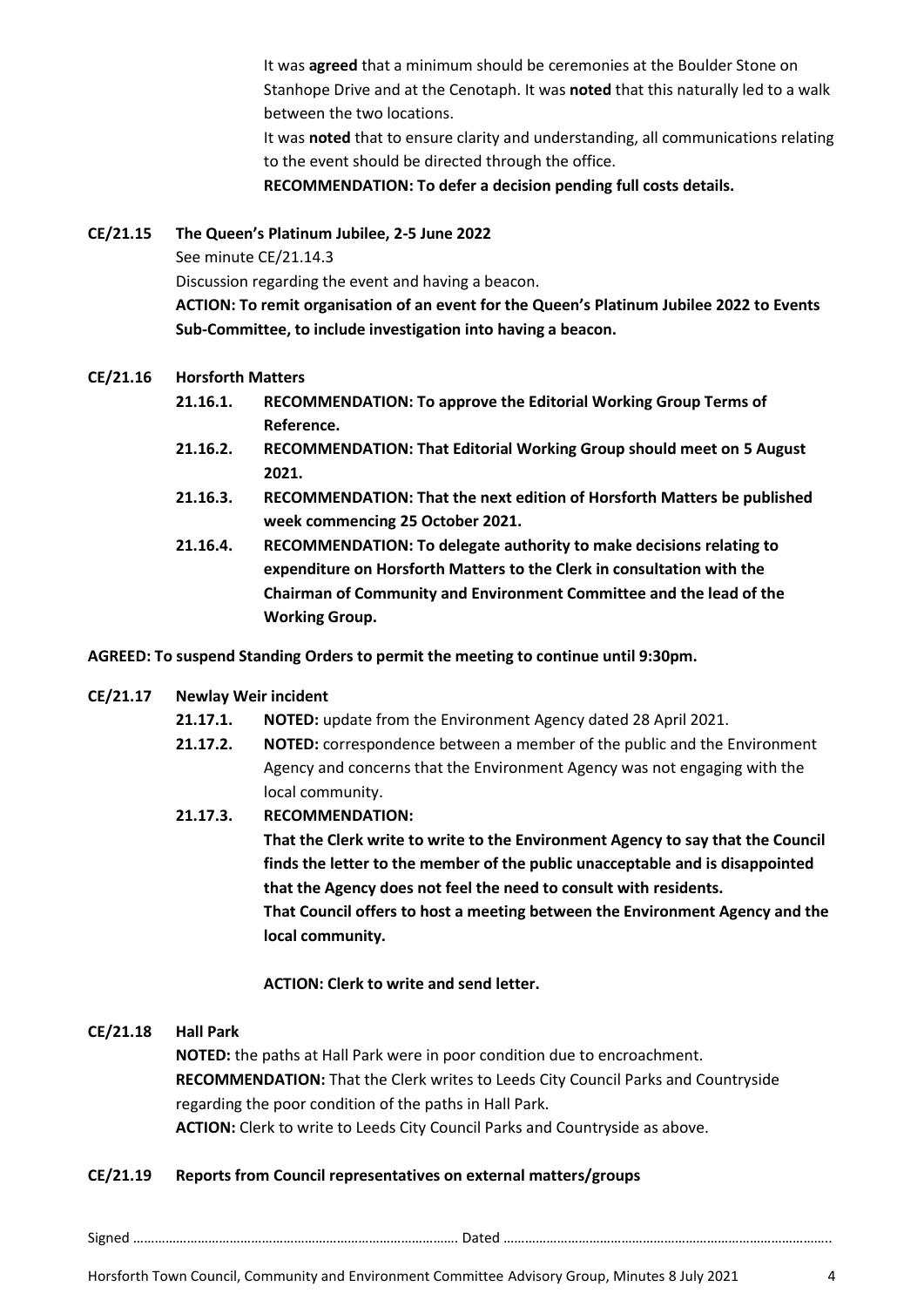It was **agreed** that a minimum should be ceremonies at the Boulder Stone on Stanhope Drive and at the Cenotaph. It was **noted** that this naturally led to a walk between the two locations.

It was **noted** that to ensure clarity and understanding, all communications relating to the event should be directed through the office.

**RECOMMENDATION: To defer a decision pending full costs details.**

**CE/21.15 The Queen's Platinum Jubilee, 2-5 June 2022**

See minute CE/21.14.3

Discussion regarding the event and having a beacon.

**ACTION: To remit organisation of an event for the Queen's Platinum Jubilee 2022 to Events Sub-Committee, to include investigation into having a beacon.**

**CE/21.16 Horsforth Matters**

- **21.16.1. RECOMMENDATION: To approve the Editorial Working Group Terms of Reference.**
- **21.16.2. RECOMMENDATION: That Editorial Working Group should meet on 5 August 2021.**
- **21.16.3. RECOMMENDATION: That the next edition of Horsforth Matters be published week commencing 25 October 2021.**
- **21.16.4. RECOMMENDATION: To delegate authority to make decisions relating to expenditure on Horsforth Matters to the Clerk in consultation with the Chairman of Community and Environment Committee and the lead of the Working Group.**

**AGREED: To suspend Standing Orders to permit the meeting to continue until 9:30pm.**

**CE/21.17 Newlay Weir incident**

- **21.17.1. NOTED:** update from the Environment Agency dated 28 April 2021.
- **21.17.2. NOTED:** correspondence between a member of the public and the Environment Agency and concerns that the Environment Agency was not engaging with the local community.
- **21.17.3. RECOMMENDATION:**

  **That the Clerk write to write to the Environment Agency to say that the Council finds the letter to the member of the public unacceptable and is disappointed that the Agency does not feel the need to consult with residents.**

  **That Council offers to host a meeting between the Environment Agency and the local community.**

  **ACTION: Clerk to write and send letter.**

**CE/21.18 Hall Park**

**NOTED:** the paths at Hall Park were in poor condition due to encroachment.

**RECOMMENDATION:** That the Clerk writes to Leeds City Council Parks and Countryside regarding the poor condition of the paths in Hall Park.

**ACTION:** Clerk to write to Leeds City Council Parks and Countryside as above.

**CE/21.19 Reports from Council representatives on external matters/groups**

Signed ……………………………………………………………………………. Dated ……………………………………………………………………………..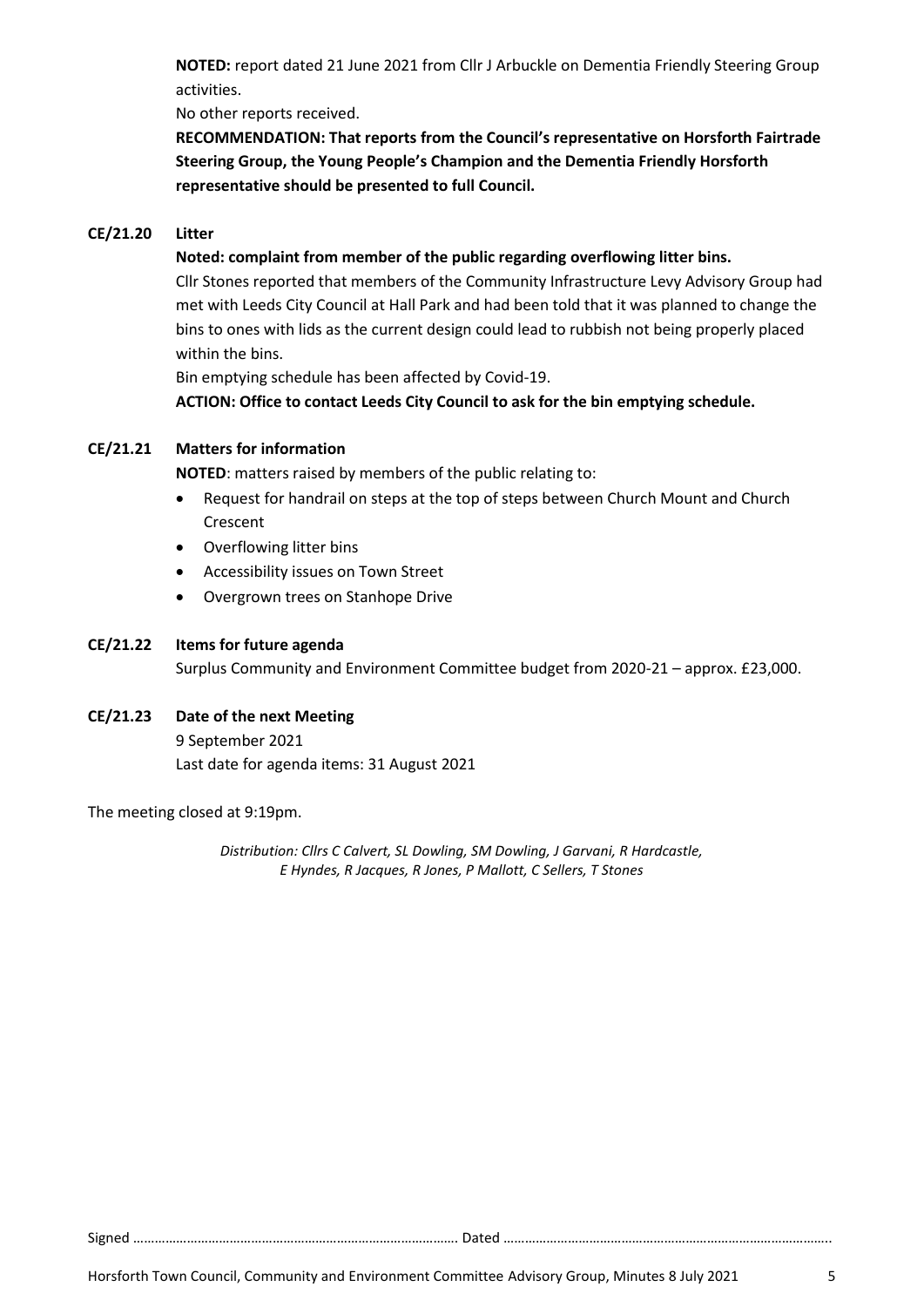**NOTED:** report dated 21 June 2021 from Cllr J Arbuckle on Dementia Friendly Steering Group activities.

No other reports received.

**RECOMMENDATION: That reports from the Council's representative on Horsforth Fairtrade Steering Group, the Young People's Champion and the Dementia Friendly Horsforth representative should be presented to full Council.**

### CE/21.20 Litter

**Noted: complaint from member of the public regarding overflowing litter bins.**

Cllr Stones reported that members of the Community Infrastructure Levy Advisory Group had met with Leeds City Council at Hall Park and had been told that it was planned to change the bins to ones with lids as the current design could lead to rubbish not being properly placed within the bins.

Bin emptying schedule has been affected by Covid-19.

**ACTION: Office to contact Leeds City Council to ask for the bin emptying schedule.**

### CE/21.21 Matters for information

**NOTED**: matters raised by members of the public relating to:

- Request for handrail on steps at the top of steps between Church Mount and Church Crescent
- Overflowing litter bins
- Accessibility issues on Town Street
- Overgrown trees on Stanhope Drive

### CE/21.22 Items for future agenda

Surplus Community and Environment Committee budget from 2020-21 – approx. £23,000.

### CE/21.23 Date of the next Meeting

9 September 2021

Last date for agenda items: 31 August 2021

The meeting closed at 9:19pm.

*Distribution: Cllrs C Calvert, SL Dowling, SM Dowling, J Garvani, R Hardcastle, E Hyndes, R Jacques, R Jones, P Mallott, C Sellers, T Stones*

Signed ………………………………………………………………………………. Dated ………………………………………………………………………………..